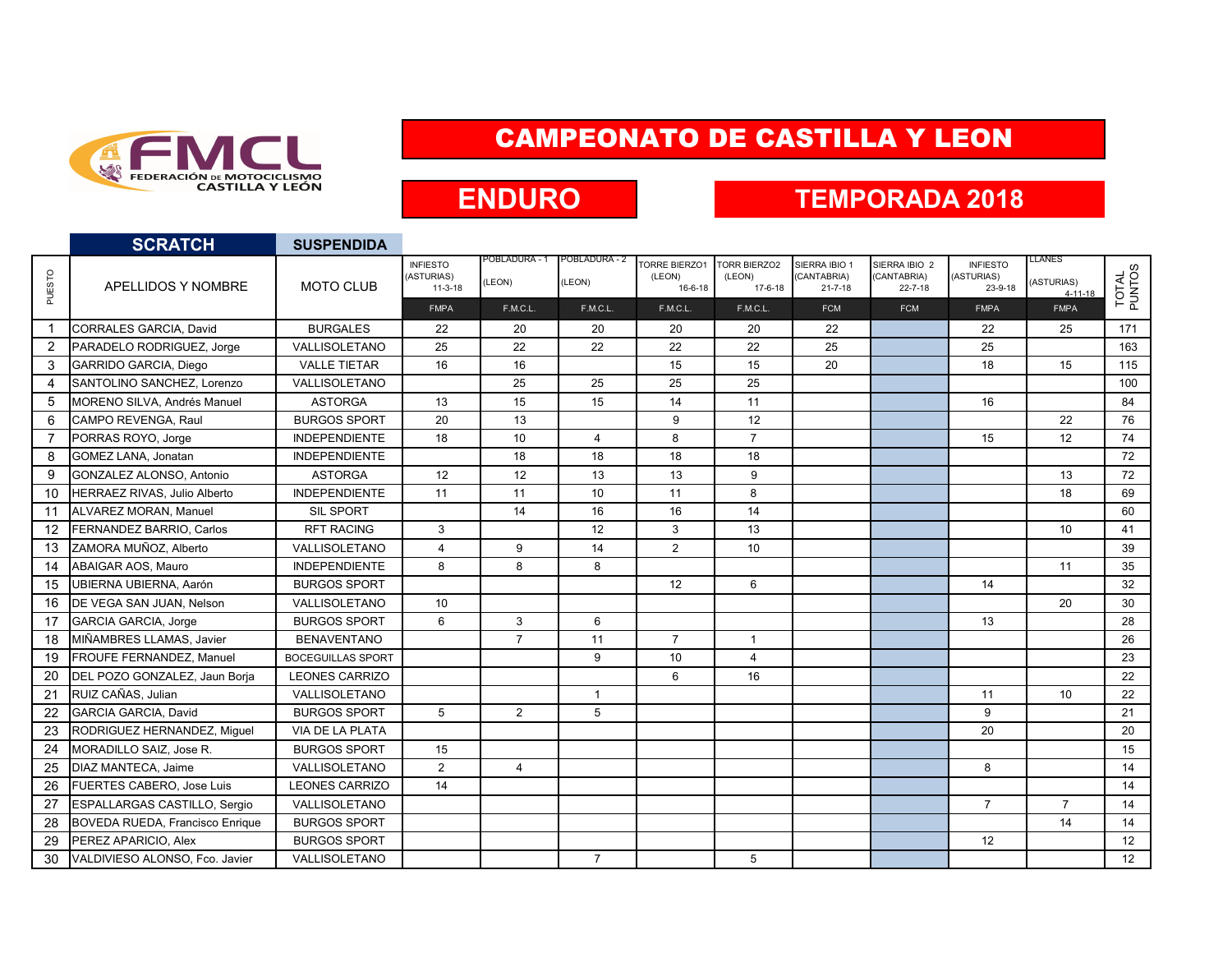FEDERACIÓN DE MOTOCICLISMO CASTILLA Y LEÓN

# CAMPEONATO DE CASTILLA Y LEON

## ENDURO

## TEMPORADA 2018

**SCRATCH** — **SUSPENDIDA**

| PUESTO | APELLIDOS Y NOMBRE | MOTO CLUB | INFIESTO (ASTURIAS) 11-3-18 | POBLADURA - 1 (LEON) | POBLADURA - 2 (LEON) | TORRE BIERZO1 (LEON) 16-6-18 | TORR BIERZO2 (LEON) 17-6-18 | SIERRA IBIO 1 (CANTABRIA) 21-7-18 | SIERRA IBIO 2 (CANTABRIA) 22-7-18 | INFIESTO (ASTURIAS) 23-9-18 | LLANES (ASTURIAS) 4-11-18 | TOTAL PUNTOS |
|---|---|---|---|---|---|---|---|---|---|---|---|---|
| | | | FMPA | F.M.C.L. | F.M.C.L. | F.M.C.L. | F.M.C.L. | FCM | FCM | FMPA | FMPA | |
| 1 | CORRALES GARCIA, David | BURGALES | 22 | 20 | 20 | 20 | 20 | 22 | | 22 | 25 | 171 |
| 2 | PARADELO RODRIGUEZ, Jorge | VALLISOLETANO | 25 | 22 | 22 | 22 | 22 | 25 | | 25 | | 163 |
| 3 | GARRIDO GARCIA, Diego | VALLE TIETAR | 16 | 16 | | 15 | 15 | 20 | | 18 | 15 | 115 |
| 4 | SANTOLINO SANCHEZ, Lorenzo | VALLISOLETANO | | 25 | 25 | 25 | 25 | | | | | 100 |
| 5 | MORENO SILVA, Andrés Manuel | ASTORGA | 13 | 15 | 15 | 14 | 11 | | | 16 | | 84 |
| 6 | CAMPO REVENGA, Raul | BURGOS SPORT | 20 | 13 | | 9 | 12 | | | | 22 | 76 |
| 7 | PORRAS ROYO, Jorge | INDEPENDIENTE | 18 | 10 | 4 | 8 | 7 | | | 15 | 12 | 74 |
| 8 | GOMEZ LANA, Jonatan | INDEPENDIENTE | | 18 | 18 | 18 | 18 | | | | | 72 |
| 9 | GONZALEZ ALONSO, Antonio | ASTORGA | 12 | 12 | 13 | 13 | 9 | | | | 13 | 72 |
| 10 | HERRAEZ RIVAS, Julio Alberto | INDEPENDIENTE | 11 | 11 | 10 | 11 | 8 | | | | 18 | 69 |
| 11 | ALVAREZ MORAN, Manuel | SIL SPORT | | 14 | 16 | 16 | 14 | | | | | 60 |
| 12 | FERNANDEZ BARRIO, Carlos | RFT RACING | 3 | | 12 | 3 | 13 | | | | 10 | 41 |
| 13 | ZAMORA MUÑOZ, Alberto | VALLISOLETANO | 4 | 9 | 14 | 2 | 10 | | | | | 39 |
| 14 | ABAIGAR AOS, Mauro | INDEPENDIENTE | 8 | 8 | 8 | | | | | | 11 | 35 |
| 15 | UBIERNA UBIERNA, Aarón | BURGOS SPORT | | | | 12 | 6 | | | 14 | | 32 |
| 16 | DE VEGA SAN JUAN, Nelson | VALLISOLETANO | 10 | | | | | | | | 20 | 30 |
| 17 | GARCIA GARCIA, Jorge | BURGOS SPORT | 6 | 3 | 6 | | | | | 13 | | 28 |
| 18 | MIÑAMBRES LLAMAS, Javier | BENAVENTANO | | 7 | 11 | 7 | 1 | | | | | 26 |
| 19 | FROUFE FERNANDEZ, Manuel | BOCEGUILLAS SPORT | | | 9 | 10 | 4 | | | | | 23 |
| 20 | DEL POZO GONZALEZ, Jaun Borja | LEONES CARRIZO | | | | 6 | 16 | | | | | 22 |
| 21 | RUIZ CAÑAS, Julian | VALLISOLETANO | | | 1 | | | | | 11 | 10 | 22 |
| 22 | GARCIA GARCIA, David | BURGOS SPORT | 5 | 2 | 5 | | | | | 9 | | 21 |
| 23 | RODRIGUEZ HERNANDEZ, Miguel | VIA DE LA PLATA | | | | | | | | 20 | | 20 |
| 24 | MORADILLO SAIZ, Jose R. | BURGOS SPORT | 15 | | | | | | | | | 15 |
| 25 | DIAZ MANTECA, Jaime | VALLISOLETANO | 2 | 4 | | | | | | 8 | | 14 |
| 26 | FUERTES CABERO, Jose Luis | LEONES CARRIZO | 14 | | | | | | | | | 14 |
| 27 | ESPALLARGAS CASTILLO, Sergio | VALLISOLETANO | | | | | | | | 7 | 7 | 14 |
| 28 | BOVEDA RUEDA, Francisco Enrique | BURGOS SPORT | | | | | | | | | 14 | 14 |
| 29 | PEREZ APARICIO, Alex | BURGOS SPORT | | | | | | | | 12 | | 12 |
| 30 | VALDIVIESO ALONSO, Fco. Javier | VALLISOLETANO | | | 7 | | 5 | | | | | 12 |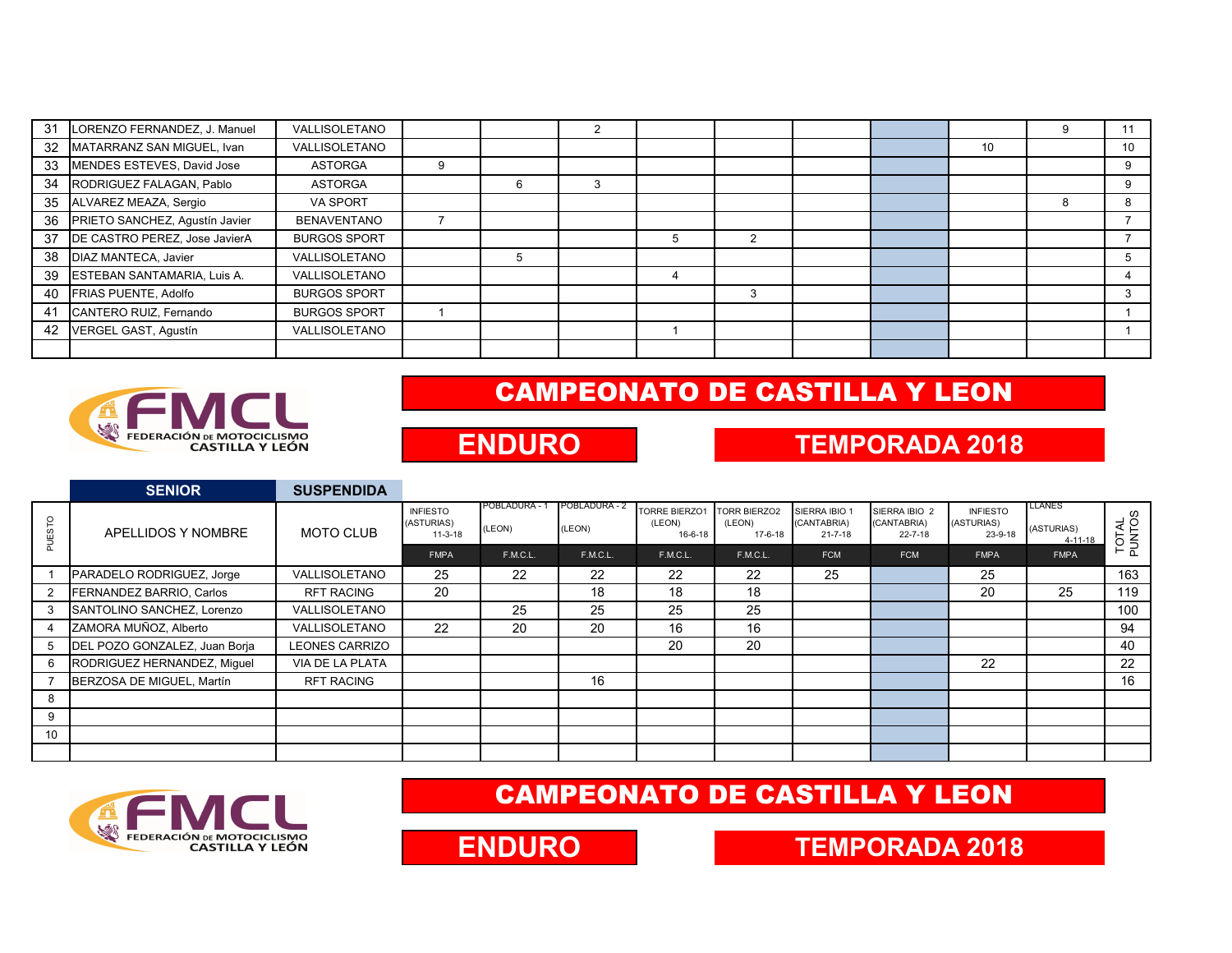| | | | | | | | | | | | | |
|---|---|---|---|---|---|---|---|---|---|---|---|---|
| 31 | LORENZO FERNANDEZ, J. Manuel | VALLISOLETANO | | | 2 | | | | | | 9 | 11 |
| 32 | MATARRANZ SAN MIGUEL, Ivan | VALLISOLETANO | | | | | | | | 10 | | 10 |
| 33 | MENDES ESTEVES, David Jose | ASTORGA | 9 | | | | | | | | | 9 |
| 34 | RODRIGUEZ FALAGAN, Pablo | ASTORGA | | 6 | 3 | | | | | | | 9 |
| 35 | ALVAREZ MEAZA, Sergio | VA SPORT | | | | | | | | | 8 | 8 |
| 36 | PRIETO SANCHEZ, Agustín Javier | BENAVENTANO | 7 | | | | | | | | | 7 |
| 37 | DE CASTRO PEREZ, Jose JavierA | BURGOS SPORT | | | | 5 | 2 | | | | | 7 |
| 38 | DIAZ MANTECA, Javier | VALLISOLETANO | | 5 | | | | | | | | 5 |
| 39 | ESTEBAN SANTAMARIA, Luis A. | VALLISOLETANO | | | | 4 | | | | | | 4 |
| 40 | FRIAS PUENTE, Adolfo | BURGOS SPORT | | | | | 3 | | | | | 3 |
| 41 | CANTERO RUIZ, Fernando | BURGOS SPORT | 1 | | | | | | | | | 1 |
| 42 | VERGEL GAST, Agustín | VALLISOLETANO | | | | 1 | | | | | | 1 |
| | | | | | | | | | | | | |

FEDERACIÓN DE MOTOCICLISMO CASTILLA Y LEÓN

# CAMPEONATO DE CASTILLA Y LEON

## ENDURO

## TEMPORADA 2018

**SENIOR** **SUSPENDIDA**

| PUESTO | APELLIDOS Y NOMBRE | MOTO CLUB | INFIESTO (ASTURIAS) 11-3-18 | POBLADURA - 1 (LEON) | POBLADURA - 2 (LEON) | TORRE BIERZO1 (LEON) 16-6-18 | TORR BIERZO2 (LEON) 17-6-18 | SIERRA IBIO 1 (CANTABRIA) 21-7-18 | SIERRA IBIO 2 (CANTABRIA) 22-7-18 | INFIESTO (ASTURIAS) 23-9-18 | LLANES (ASTURIAS) 4-11-18 | TOTAL PUNTOS |
|---|---|---|---|---|---|---|---|---|---|---|---|---|
| | | | FMPA | F.M.C.L. | F.M.C.L. | F.M.C.L. | F.M.C.L. | FCM | FCM | FMPA | FMPA | |
| 1 | PARADELO RODRIGUEZ, Jorge | VALLISOLETANO | 25 | 22 | 22 | 22 | 22 | 25 | | 25 | | 163 |
| 2 | FERNANDEZ BARRIO, Carlos | RFT RACING | 20 | | 18 | 18 | 18 | | | 20 | 25 | 119 |
| 3 | SANTOLINO SANCHEZ, Lorenzo | VALLISOLETANO | | 25 | 25 | 25 | 25 | | | | | 100 |
| 4 | ZAMORA MUÑOZ, Alberto | VALLISOLETANO | 22 | 20 | 20 | 16 | 16 | | | | | 94 |
| 5 | DEL POZO GONZALEZ, Juan Borja | LEONES CARRIZO | | | | 20 | 20 | | | | | 40 |
| 6 | RODRIGUEZ HERNANDEZ, Miguel | VIA DE LA PLATA | | | | | | | | 22 | | 22 |
| 7 | BERZOSA DE MIGUEL, Martín | RFT RACING | | | 16 | | | | | | | 16 |
| 8 | | | | | | | | | | | | |
| 9 | | | | | | | | | | | | |
| 10 | | | | | | | | | | | | |
| | | | | | | | | | | | | |

FEDERACIÓN DE MOTOCICLISMO CASTILLA Y LEÓN

# CAMPEONATO DE CASTILLA Y LEON

## ENDURO

## TEMPORADA 2018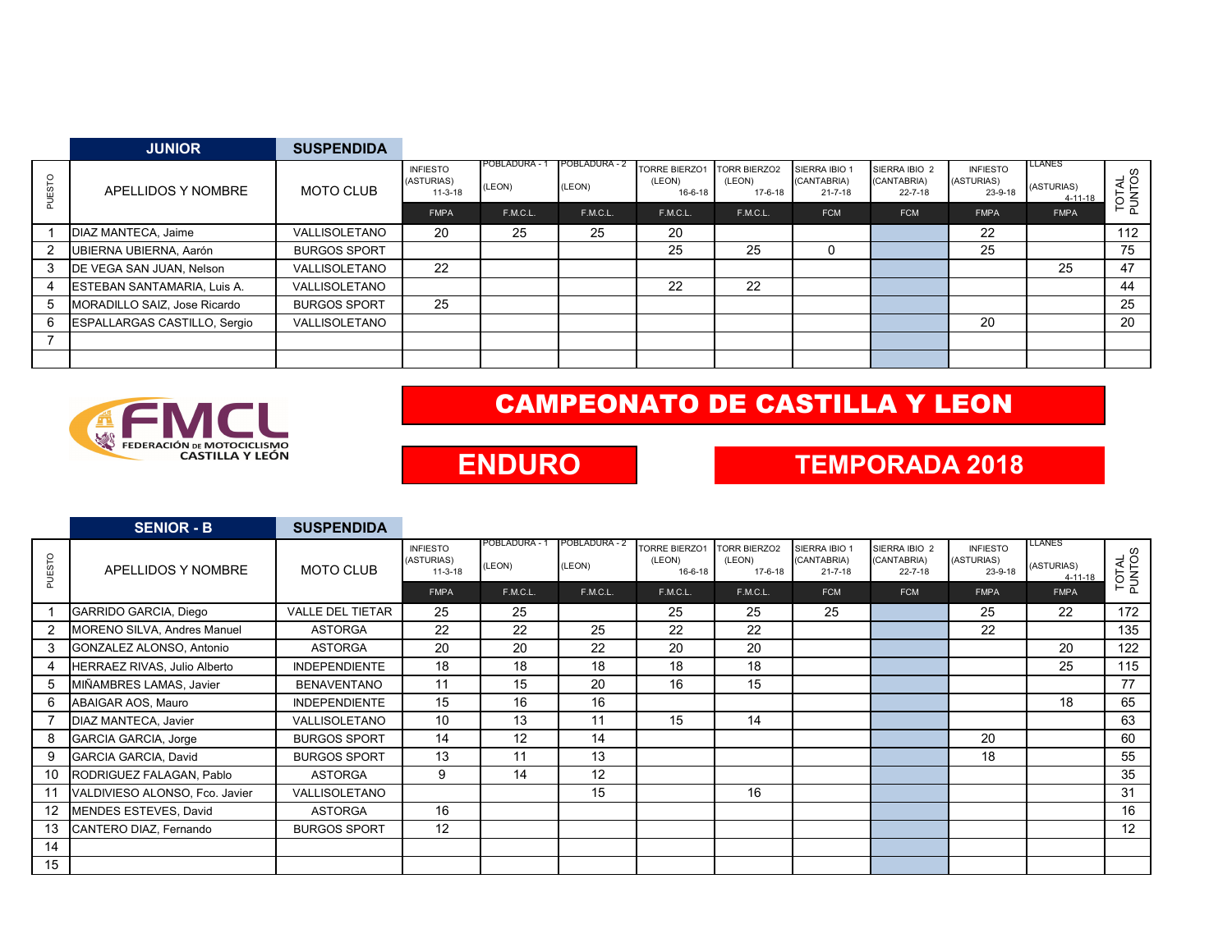## JUNIOR — SUSPENDIDA

| PUESTO | APELLIDOS Y NOMBRE | MOTO CLUB | INFIESTO (ASTURIAS) 11-3-18 | POBLADURA - 1 (LEON) | POBLADURA - 2 (LEON) | TORRE BIERZO1 (LEON) 16-6-18 | TORR BIERZO2 (LEON) 17-6-18 | SIERRA IBIO 1 (CANTABRIA) 21-7-18 | SIERRA IBIO 2 (CANTABRIA) 22-7-18 | INFIESTO (ASTURIAS) 23-9-18 | LLANES (ASTURIAS) 4-11-18 | TOTAL PUNTOS |
|---|---|---|---|---|---|---|---|---|---|---|---|---|
| | | | FMPA | F.M.C.L. | F.M.C.L. | F.M.C.L. | F.M.C.L. | FCM | FCM | FMPA | FMPA | |
| 1 | DIAZ MANTECA, Jaime | VALLISOLETANO | 20 | 25 | 25 | 20 | | | | 22 | | 112 |
| 2 | UBIERNA UBIERNA, Aarón | BURGOS SPORT | | | | 25 | 25 | 0 | | 25 | | 75 |
| 3 | DE VEGA SAN JUAN, Nelson | VALLISOLETANO | 22 | | | | | | | | 25 | 47 |
| 4 | ESTEBAN SANTAMARIA, Luis A. | VALLISOLETANO | | | | 22 | 22 | | | | | 44 |
| 5 | MORADILLO SAIZ, Jose Ricardo | BURGOS SPORT | 25 | | | | | | | | | 25 |
| 6 | ESPALLARGAS CASTILLO, Sergio | VALLISOLETANO | | | | | | | | 20 | | 20 |
| 7 | | | | | | | | | | | | |
| | | | | | | | | | | | | |

FMCL FEDERACIÓN DE MOTOCICLISMO CASTILLA Y LEÓN

# CAMPEONATO DE CASTILLA Y LEON

## ENDURO

## TEMPORADA 2018

## SENIOR - B — SUSPENDIDA

| PUESTO | APELLIDOS Y NOMBRE | MOTO CLUB | INFIESTO (ASTURIAS) 11-3-18 | POBLADURA - 1 (LEON) | POBLADURA - 2 (LEON) | TORRE BIERZO1 (LEON) 16-6-18 | TORR BIERZO2 (LEON) 17-6-18 | SIERRA IBIO 1 (CANTABRIA) 21-7-18 | SIERRA IBIO 2 (CANTABRIA) 22-7-18 | INFIESTO (ASTURIAS) 23-9-18 | LLANES (ASTURIAS) 4-11-18 | TOTAL PUNTOS |
|---|---|---|---|---|---|---|---|---|---|---|---|---|
| | | | FMPA | F.M.C.L. | F.M.C.L. | F.M.C.L. | F.M.C.L. | FCM | FCM | FMPA | FMPA | |
| 1 | GARRIDO GARCIA, Diego | VALLE DEL TIETAR | 25 | 25 | | 25 | 25 | 25 | | 25 | 22 | 172 |
| 2 | MORENO SILVA, Andres Manuel | ASTORGA | 22 | 22 | 25 | 22 | 22 | | | 22 | | 135 |
| 3 | GONZALEZ ALONSO, Antonio | ASTORGA | 20 | 20 | 22 | 20 | 20 | | | | 20 | 122 |
| 4 | HERRAEZ RIVAS, Julio Alberto | INDEPENDIENTE | 18 | 18 | 18 | 18 | 18 | | | | 25 | 115 |
| 5 | MIÑAMBRES LAMAS, Javier | BENAVENTANO | 11 | 15 | 20 | 16 | 15 | | | | | 77 |
| 6 | ABAIGAR AOS, Mauro | INDEPENDIENTE | 15 | 16 | 16 | | | | | | 18 | 65 |
| 7 | DIAZ MANTECA, Javier | VALLISOLETANO | 10 | 13 | 11 | 15 | 14 | | | | | 63 |
| 8 | GARCIA GARCIA, Jorge | BURGOS SPORT | 14 | 12 | 14 | | | | | 20 | | 60 |
| 9 | GARCIA GARCIA, David | BURGOS SPORT | 13 | 11 | 13 | | | | | 18 | | 55 |
| 10 | RODRIGUEZ FALAGAN, Pablo | ASTORGA | 9 | 14 | 12 | | | | | | | 35 |
| 11 | VALDIVIESO ALONSO, Fco. Javier | VALLISOLETANO | | | 15 | | 16 | | | | | 31 |
| 12 | MENDES ESTEVES, David | ASTORGA | 16 | | | | | | | | | 16 |
| 13 | CANTERO DIAZ, Fernando | BURGOS SPORT | 12 | | | | | | | | | 12 |
| 14 | | | | | | | | | | | | |
| 15 | | | | | | | | | | | | |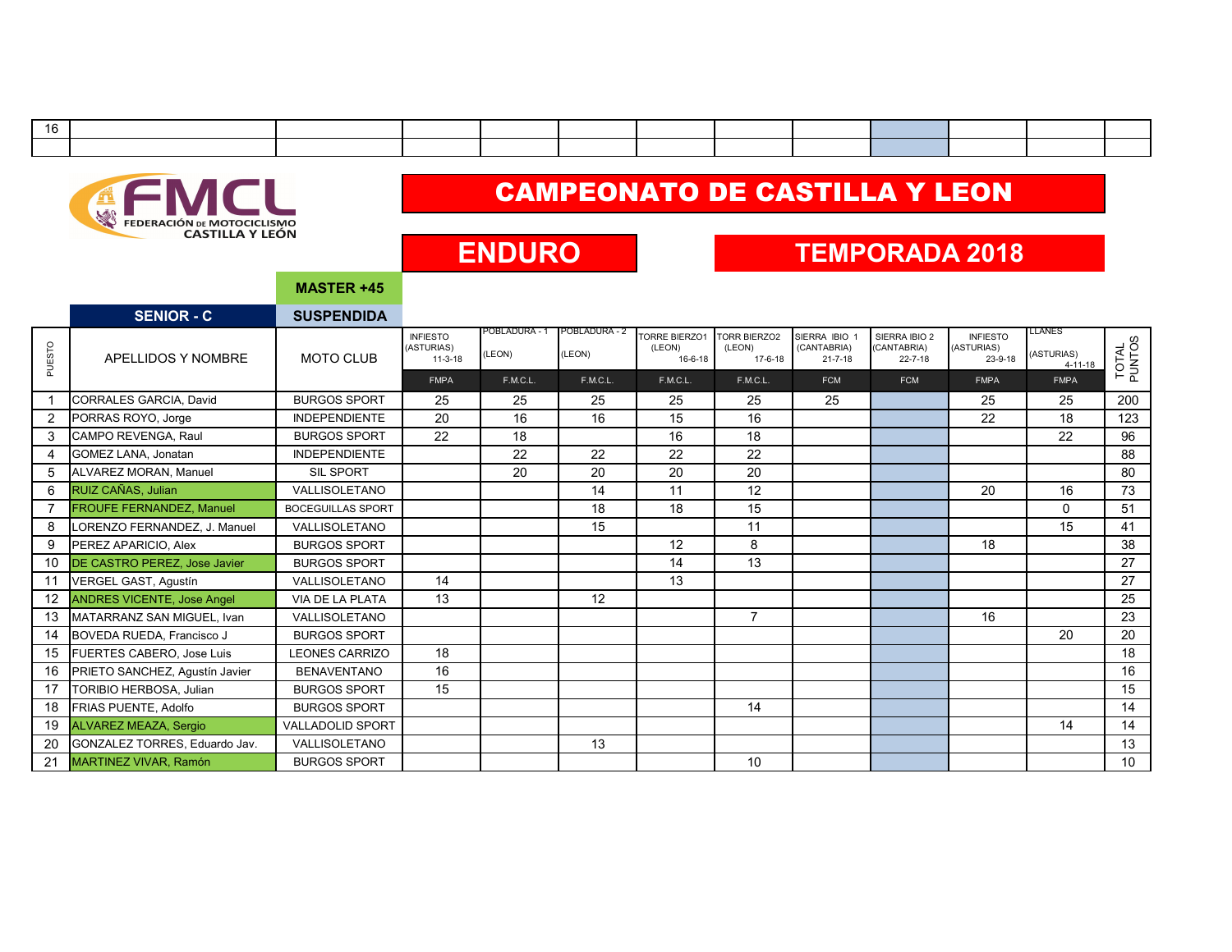| 16 | | | | | | | | | | | | |
|---|---|---|---|---|---|---|---|---|---|---|---|---|
| | | | | | | | | | | | | |

FMCL FEDERACIÓN DE MOTOCICLISMO CASTILLA Y LEÓN

# CAMPEONATO DE CASTILLA Y LEON

## ENDURO

## TEMPORADA 2018

**MASTER +45**

**SENIOR - C** **SUSPENDIDA**

| PUESTO | APELLIDOS Y NOMBRE | MOTO CLUB | INFIESTO (ASTURIAS) 11-3-18 | POBLADURA - 1 (LEON) | POBLADURA - 2 (LEON) | TORRE BIERZO1 (LEON) 16-6-18 | TORR BIERZO2 (LEON) 17-6-18 | SIERRA IBIO 1 (CANTABRIA) 21-7-18 | SIERRA IBIO 2 (CANTABRIA) 22-7-18 | INFIESTO (ASTURIAS) 23-9-18 | LLANES (ASTURIAS) 4-11-18 | TOTAL PUNTOS |
|---|---|---|---|---|---|---|---|---|---|---|---|---|
| | | | FMPA | F.M.C.L. | F.M.C.L. | F.M.C.L. | F.M.C.L. | FCM | FCM | FMPA | FMPA | |
| 1 | CORRALES GARCIA, David | BURGOS SPORT | 25 | 25 | 25 | 25 | 25 | 25 | | 25 | 25 | 200 |
| 2 | PORRAS ROYO, Jorge | INDEPENDIENTE | 20 | 16 | 16 | 15 | 16 | | | 22 | 18 | 123 |
| 3 | CAMPO REVENGA, Raul | BURGOS SPORT | 22 | 18 | | 16 | 18 | | | | 22 | 96 |
| 4 | GOMEZ LANA, Jonatan | INDEPENDIENTE | | 22 | 22 | 22 | 22 | | | | | 88 |
| 5 | ALVAREZ MORAN, Manuel | SIL SPORT | | 20 | 20 | 20 | 20 | | | | | 80 |
| 6 | RUIZ CAÑAS, Julian | VALLISOLETANO | | | 14 | 11 | 12 | | | 20 | 16 | 73 |
| 7 | FROUFE FERNANDEZ, Manuel | BOCEGUILLAS SPORT | | | 18 | 18 | 15 | | | | 0 | 51 |
| 8 | LORENZO FERNANDEZ, J. Manuel | VALLISOLETANO | | | 15 | | 11 | | | | 15 | 41 |
| 9 | PEREZ APARICIO, Alex | BURGOS SPORT | | | | 12 | 8 | | | 18 | | 38 |
| 10 | DE CASTRO PEREZ, Jose Javier | BURGOS SPORT | | | | 14 | 13 | | | | | 27 |
| 11 | VERGEL GAST, Agustín | VALLISOLETANO | 14 | | | 13 | | | | | | 27 |
| 12 | ANDRES VICENTE, Jose Angel | VIA DE LA PLATA | 13 | | 12 | | | | | | | 25 |
| 13 | MATARRANZ SAN MIGUEL, Ivan | VALLISOLETANO | | | | | 7 | | | 16 | | 23 |
| 14 | BOVEDA RUEDA, Francisco J | BURGOS SPORT | | | | | | | | | 20 | 20 |
| 15 | FUERTES CABERO, Jose Luis | LEONES CARRIZO | 18 | | | | | | | | | 18 |
| 16 | PRIETO SANCHEZ, Agustín Javier | BENAVENTANO | 16 | | | | | | | | | 16 |
| 17 | TORIBIO HERBOSA, Julian | BURGOS SPORT | 15 | | | | | | | | | 15 |
| 18 | FRIAS PUENTE, Adolfo | BURGOS SPORT | | | | | 14 | | | | | 14 |
| 19 | ALVAREZ MEAZA, Sergio | VALLADOLID SPORT | | | | | | | | | 14 | 14 |
| 20 | GONZALEZ TORRES, Eduardo Jav. | VALLISOLETANO | | | 13 | | | | | | | 13 |
| 21 | MARTINEZ VIVAR, Ramón | BURGOS SPORT | | | | | 10 | | | | | 10 |